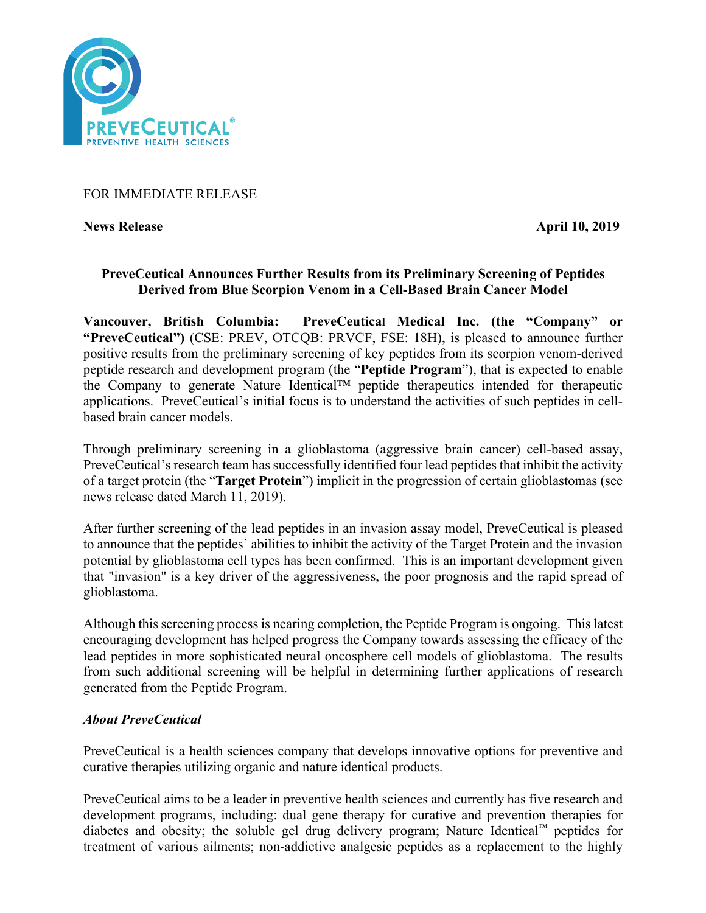FOR IMMEDIATE RELEASE

**News Release** **April 10, 2019**

**PreveCeutical Announces Further Results from its Preliminary Screening of Peptides Derived from Blue Scorpion Venom in a Cell-Based Brain Cancer Model**

**Vancouver, British Columbia: PreveCeutical Medical Inc. (the "Company" or "PreveCeutical")** (CSE: PREV, OTCQB: PRVCF, FSE: 18H), is pleased to announce further positive results from the preliminary screening of key peptides from its scorpion venom-derived peptide research and development program (the "**Peptide Program**"), that is expected to enable the Company to generate Nature Identical™ peptide therapeutics intended for therapeutic applications. PreveCeutical's initial focus is to understand the activities of such peptides in cell-based brain cancer models.

Through preliminary screening in a glioblastoma (aggressive brain cancer) cell-based assay, PreveCeutical's research team has successfully identified four lead peptides that inhibit the activity of a target protein (the "**Target Protein**") implicit in the progression of certain glioblastomas (see news release dated March 11, 2019).

After further screening of the lead peptides in an invasion assay model, PreveCeutical is pleased to announce that the peptides' abilities to inhibit the activity of the Target Protein and the invasion potential by glioblastoma cell types has been confirmed. This is an important development given that "invasion" is a key driver of the aggressiveness, the poor prognosis and the rapid spread of glioblastoma.

Although this screening process is nearing completion, the Peptide Program is ongoing. This latest encouraging development has helped progress the Company towards assessing the efficacy of the lead peptides in more sophisticated neural oncosphere cell models of glioblastoma. The results from such additional screening will be helpful in determining further applications of research generated from the Peptide Program.

***About PreveCeutical***

PreveCeutical is a health sciences company that develops innovative options for preventive and curative therapies utilizing organic and nature identical products.

PreveCeutical aims to be a leader in preventive health sciences and currently has five research and development programs, including: dual gene therapy for curative and prevention therapies for diabetes and obesity; the soluble gel drug delivery program; Nature Identical™ peptides for treatment of various ailments; non-addictive analgesic peptides as a replacement to the highly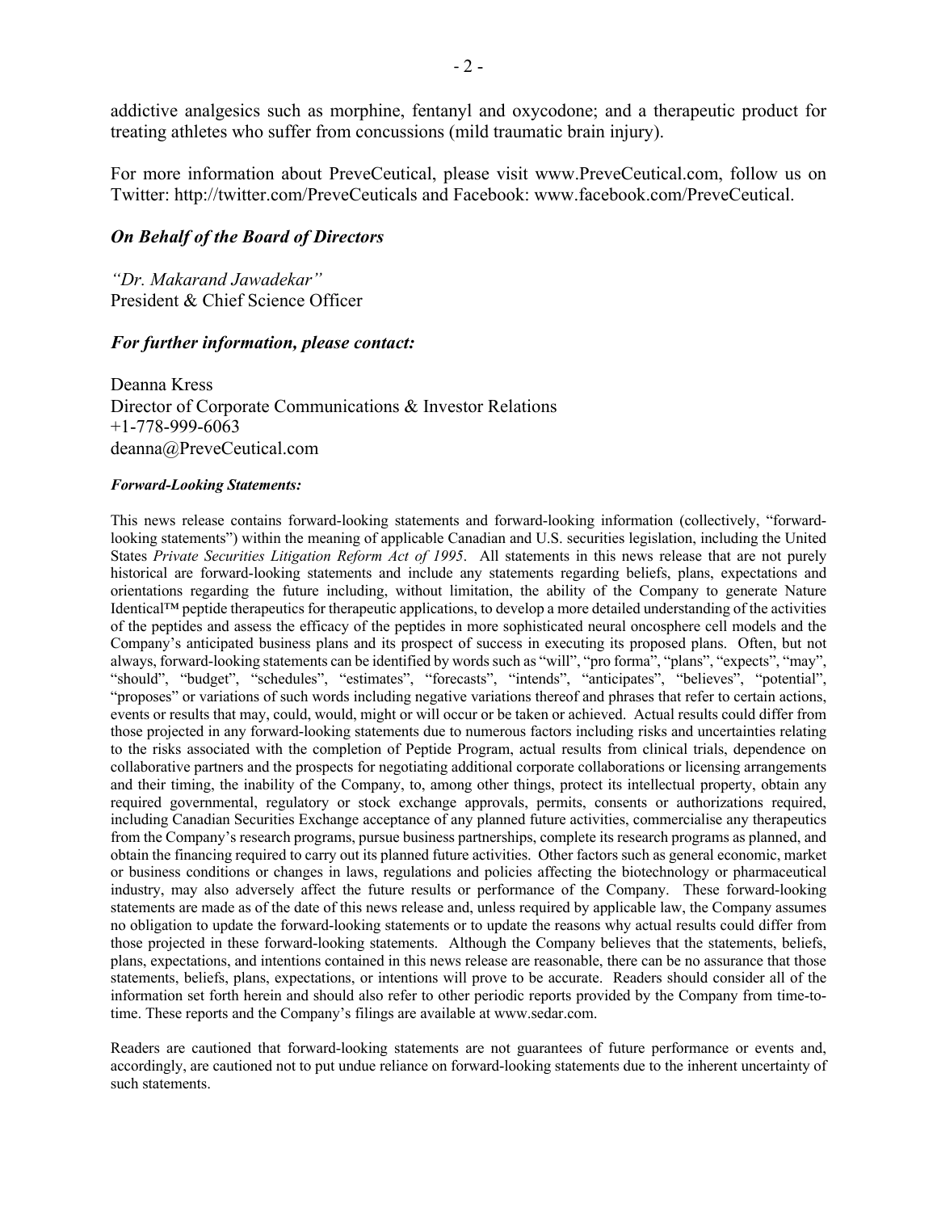addictive analgesics such as morphine, fentanyl and oxycodone; and a therapeutic product for treating athletes who suffer from concussions (mild traumatic brain injury).

For more information about PreveCeutical, please visit www.PreveCeutical.com, follow us on Twitter: http://twitter.com/PreveCeuticals and Facebook: www.facebook.com/PreveCeutical.

***On Behalf of the Board of Directors***

*"Dr. Makarand Jawadekar"*
President & Chief Science Officer

***For further information, please contact:***

Deanna Kress
Director of Corporate Communications & Investor Relations
+1-778-999-6063
deanna@PreveCeutical.com

***Forward-Looking Statements:***

This news release contains forward-looking statements and forward-looking information (collectively, "forward-looking statements") within the meaning of applicable Canadian and U.S. securities legislation, including the United States *Private Securities Litigation Reform Act of 1995*. All statements in this news release that are not purely historical are forward-looking statements and include any statements regarding beliefs, plans, expectations and orientations regarding the future including, without limitation, the ability of the Company to generate Nature Identical™ peptide therapeutics for therapeutic applications, to develop a more detailed understanding of the activities of the peptides and assess the efficacy of the peptides in more sophisticated neural oncosphere cell models and the Company's anticipated business plans and its prospect of success in executing its proposed plans. Often, but not always, forward-looking statements can be identified by words such as "will", "pro forma", "plans", "expects", "may", "should", "budget", "schedules", "estimates", "forecasts", "intends", "anticipates", "believes", "potential", "proposes" or variations of such words including negative variations thereof and phrases that refer to certain actions, events or results that may, could, would, might or will occur or be taken or achieved. Actual results could differ from those projected in any forward-looking statements due to numerous factors including risks and uncertainties relating to the risks associated with the completion of Peptide Program, actual results from clinical trials, dependence on collaborative partners and the prospects for negotiating additional corporate collaborations or licensing arrangements and their timing, the inability of the Company, to, among other things, protect its intellectual property, obtain any required governmental, regulatory or stock exchange approvals, permits, consents or authorizations required, including Canadian Securities Exchange acceptance of any planned future activities, commercialise any therapeutics from the Company's research programs, pursue business partnerships, complete its research programs as planned, and obtain the financing required to carry out its planned future activities. Other factors such as general economic, market or business conditions or changes in laws, regulations and policies affecting the biotechnology or pharmaceutical industry, may also adversely affect the future results or performance of the Company. These forward-looking statements are made as of the date of this news release and, unless required by applicable law, the Company assumes no obligation to update the forward-looking statements or to update the reasons why actual results could differ from those projected in these forward-looking statements. Although the Company believes that the statements, beliefs, plans, expectations, and intentions contained in this news release are reasonable, there can be no assurance that those statements, beliefs, plans, expectations, or intentions will prove to be accurate. Readers should consider all of the information set forth herein and should also refer to other periodic reports provided by the Company from time-to-time. These reports and the Company's filings are available at www.sedar.com.

Readers are cautioned that forward-looking statements are not guarantees of future performance or events and, accordingly, are cautioned not to put undue reliance on forward-looking statements due to the inherent uncertainty of such statements.